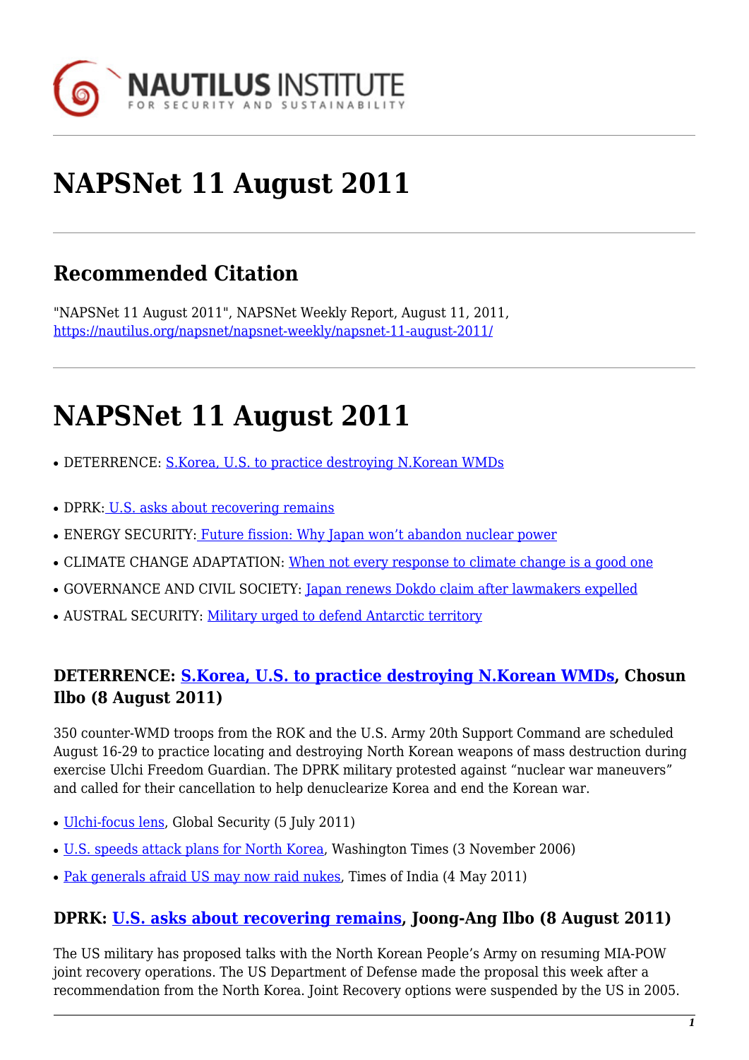# NAPSNet 11 August 2011

## Recommended Citation

"NAPSNet 11 August 2011", NAPSNet Weekly Report, August 11, 2011, https://nautilus.org/napsnet/napsnet-weekly/napsnet-11-august-2011/

# NAPSNet 11 August 2011

- DETERRENCE: S.Korea, U.S. to practice destroying N.Korean WMDs
- DPRK: U.S. asks about recovering remains
- ENERGY SECURITY: Future fission: Why Japan won't abandon nuclear power
- CLIMATE CHANGE ADAPTATION: When not every response to climate change is a good one
- GOVERNANCE AND CIVIL SOCIETY: Japan renews Dokdo claim after lawmakers expelled
- AUSTRAL SECURITY: Military urged to defend Antarctic territory

### DETERRENCE: S.Korea, U.S. to practice destroying N.Korean WMDs, Chosun Ilbo (8 August 2011)

350 counter-WMD troops from the ROK and the U.S. Army 20th Support Command are scheduled August 16-29 to practice locating and destroying North Korean weapons of mass destruction during exercise Ulchi Freedom Guardian. The DPRK military protested against "nuclear war maneuvers" and called for their cancellation to help denuclearize Korea and end the Korean war.

- Ulchi-focus lens, Global Security (5 July 2011)
- U.S. speeds attack plans for North Korea, Washington Times (3 November 2006)
- Pak generals afraid US may now raid nukes, Times of India (4 May 2011)

### DPRK: U.S. asks about recovering remains, Joong-Ang Ilbo (8 August 2011)

The US military has proposed talks with the North Korean People's Army on resuming MIA-POW joint recovery operations. The US Department of Defense made the proposal this week after a recommendation from the North Korea. Joint Recovery options were suspended by the US in 2005.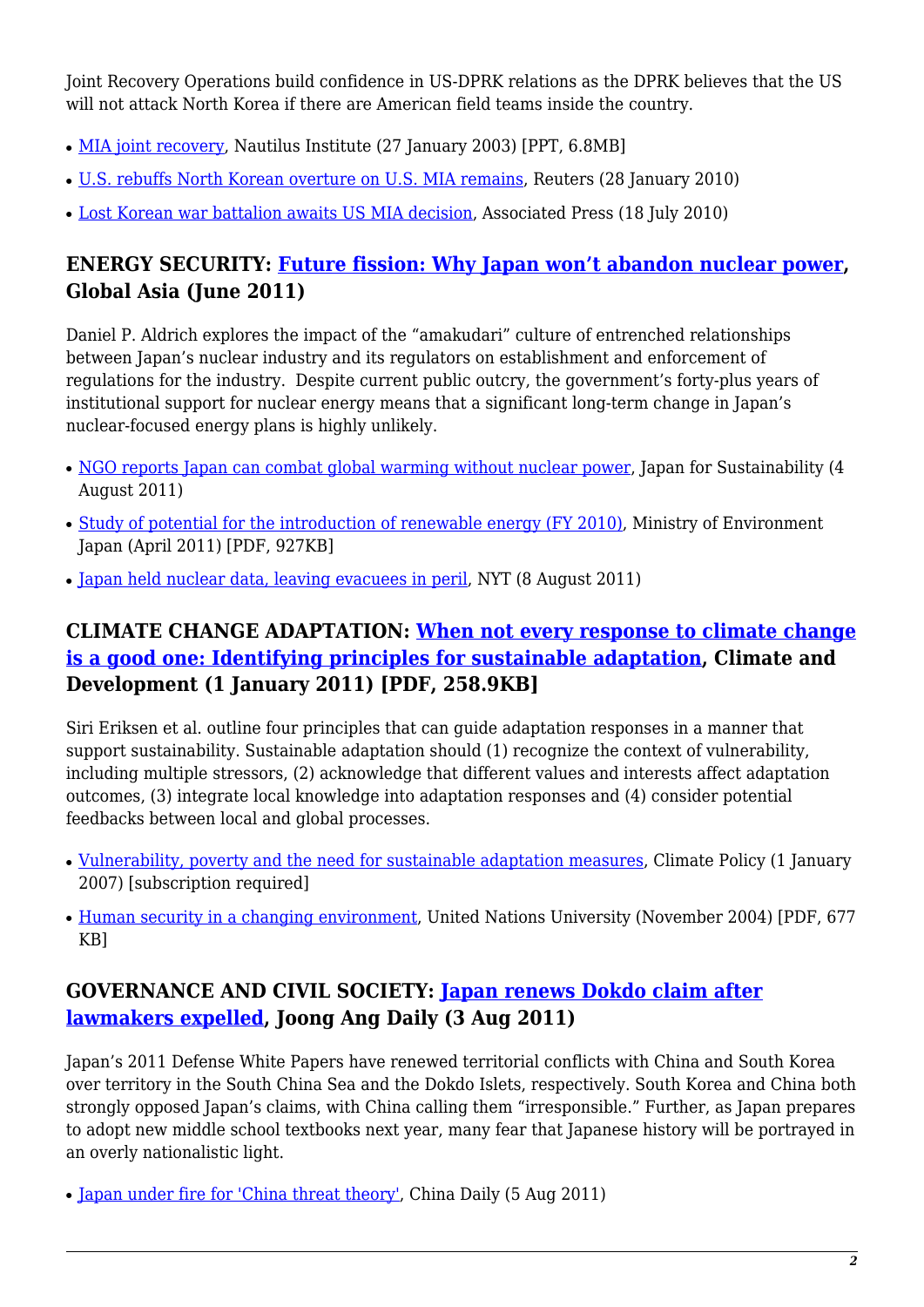Joint Recovery Operations build confidence in US-DPRK relations as the DPRK believes that the US will not attack North Korea if there are American field teams inside the country.

- MIA joint recovery, Nautilus Institute (27 January 2003) [PPT, 6.8MB]
- U.S. rebuffs North Korean overture on U.S. MIA remains, Reuters (28 January 2010)
- Lost Korean war battalion awaits US MIA decision, Associated Press (18 July 2010)

### ENERGY SECURITY: Future fission: Why Japan won't abandon nuclear power, Global Asia (June 2011)

Daniel P. Aldrich explores the impact of the "amakudari" culture of entrenched relationships between Japan's nuclear industry and its regulators on establishment and enforcement of regulations for the industry. Despite current public outcry, the government's forty-plus years of institutional support for nuclear energy means that a significant long-term change in Japan's nuclear-focused energy plans is highly unlikely.

- NGO reports Japan can combat global warming without nuclear power, Japan for Sustainability (4 August 2011)
- Study of potential for the introduction of renewable energy (FY 2010), Ministry of Environment Japan (April 2011) [PDF, 927KB]
- Japan held nuclear data, leaving evacuees in peril, NYT (8 August 2011)

### CLIMATE CHANGE ADAPTATION: When not every response to climate change is a good one: Identifying principles for sustainable adaptation, Climate and Development (1 January 2011) [PDF, 258.9KB]

Siri Eriksen et al. outline four principles that can guide adaptation responses in a manner that support sustainability. Sustainable adaptation should (1) recognize the context of vulnerability, including multiple stressors, (2) acknowledge that different values and interests affect adaptation outcomes, (3) integrate local knowledge into adaptation responses and (4) consider potential feedbacks between local and global processes.

- Vulnerability, poverty and the need for sustainable adaptation measures, Climate Policy (1 January 2007) [subscription required]
- Human security in a changing environment, United Nations University (November 2004) [PDF, 677 KB]

### GOVERNANCE AND CIVIL SOCIETY: Japan renews Dokdo claim after lawmakers expelled, Joong Ang Daily (3 Aug 2011)

Japan's 2011 Defense White Papers have renewed territorial conflicts with China and South Korea over territory in the South China Sea and the Dokdo Islets, respectively. South Korea and China both strongly opposed Japan's claims, with China calling them "irresponsible." Further, as Japan prepares to adopt new middle school textbooks next year, many fear that Japanese history will be portrayed in an overly nationalistic light.

- Japan under fire for 'China threat theory', China Daily (5 Aug 2011)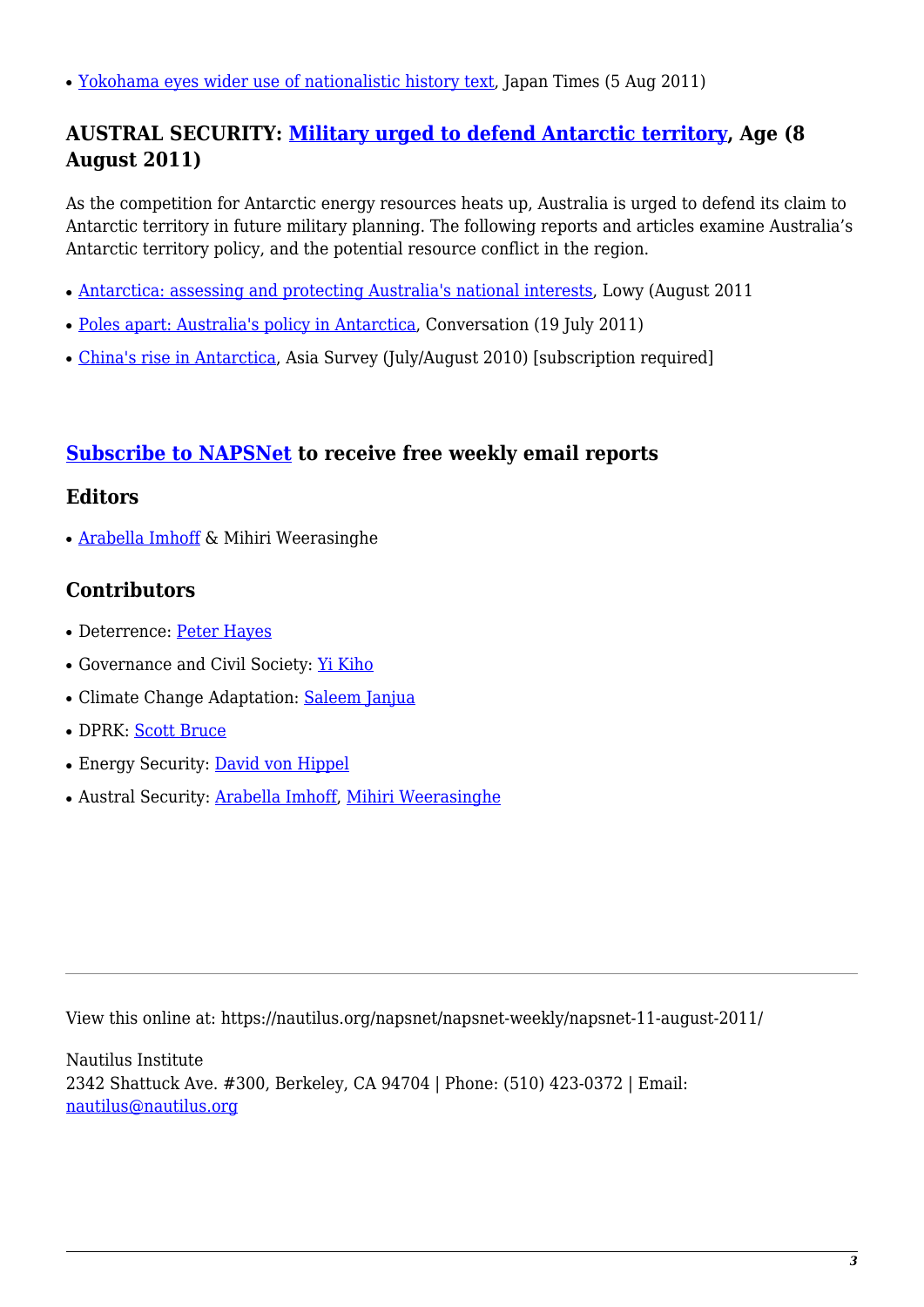- Yokohama eyes wider use of nationalistic history text, Japan Times (5 Aug 2011)

### AUSTRAL SECURITY: Military urged to defend Antarctic territory, Age (8 August 2011)

As the competition for Antarctic energy resources heats up, Australia is urged to defend its claim to Antarctic territory in future military planning. The following reports and articles examine Australia's Antarctic territory policy, and the potential resource conflict in the region.

- Antarctica: assessing and protecting Australia's national interests, Lowy (August 2011
- Poles apart: Australia's policy in Antarctica, Conversation (19 July 2011)
- China's rise in Antarctica, Asia Survey (July/August 2010) [subscription required]

### Subscribe to NAPSNet to receive free weekly email reports

### Editors

- Arabella Imhoff & Mihiri Weerasinghe

### Contributors

- Deterrence: Peter Hayes
- Governance and Civil Society: Yi Kiho
- Climate Change Adaptation: Saleem Janjua
- DPRK: Scott Bruce
- Energy Security: David von Hippel
- Austral Security: Arabella Imhoff, Mihiri Weerasinghe

---

View this online at: https://nautilus.org/napsnet/napsnet-weekly/napsnet-11-august-2011/

Nautilus Institute
2342 Shattuck Ave. #300, Berkeley, CA 94704 | Phone: (510) 423-0372 | Email: nautilus@nautilus.org